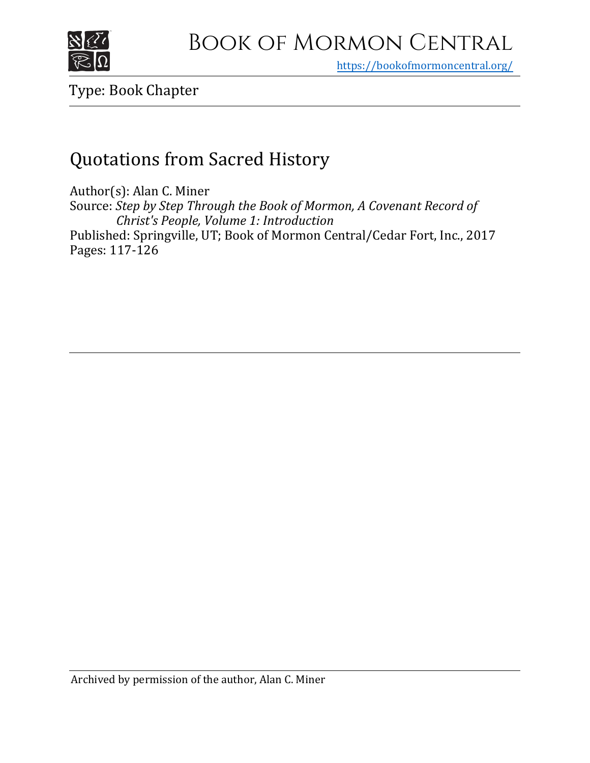# Book of Mormon Central

https://bookofmormoncentral.org/

Type: Book Chapter

## Quotations from Sacred History

Author(s): Alan C. Miner
Source: *Step by Step Through the Book of Mormon, A Covenant Record of Christ's People, Volume 1: Introduction*
Published: Springville, UT; Book of Mormon Central/Cedar Fort, Inc., 2017
Pages: 117-126

Archived by permission of the author, Alan C. Miner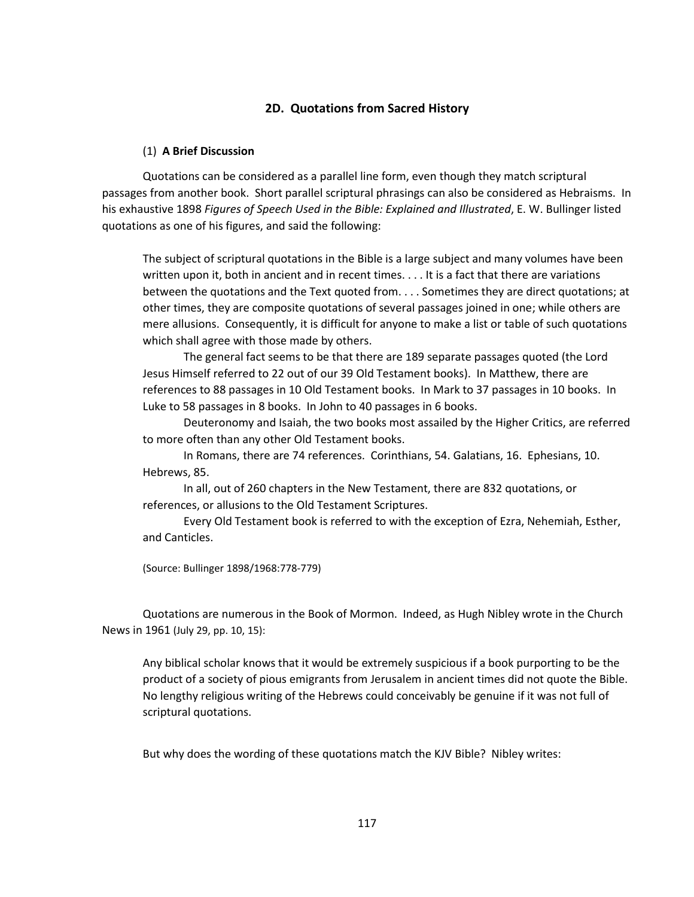## 2D. Quotations from Sacred History

### (1) **A Brief Discussion**

Quotations can be considered as a parallel line form, even though they match scriptural passages from another book. Short parallel scriptural phrasings can also be considered as Hebraisms. In his exhaustive 1898 *Figures of Speech Used in the Bible: Explained and Illustrated*, E. W. Bullinger listed quotations as one of his figures, and said the following:

> The subject of scriptural quotations in the Bible is a large subject and many volumes have been written upon it, both in ancient and in recent times. . . . It is a fact that there are variations between the quotations and the Text quoted from. . . . Sometimes they are direct quotations; at other times, they are composite quotations of several passages joined in one; while others are mere allusions. Consequently, it is difficult for anyone to make a list or table of such quotations which shall agree with those made by others.
>
> The general fact seems to be that there are 189 separate passages quoted (the Lord Jesus Himself referred to 22 out of our 39 Old Testament books). In Matthew, there are references to 88 passages in 10 Old Testament books. In Mark to 37 passages in 10 books. In Luke to 58 passages in 8 books. In John to 40 passages in 6 books.
>
> Deuteronomy and Isaiah, the two books most assailed by the Higher Critics, are referred to more often than any other Old Testament books.
>
> In Romans, there are 74 references. Corinthians, 54. Galatians, 16. Ephesians, 10. Hebrews, 85.
>
> In all, out of 260 chapters in the New Testament, there are 832 quotations, or references, or allusions to the Old Testament Scriptures.
>
> Every Old Testament book is referred to with the exception of Ezra, Nehemiah, Esther, and Canticles.
>
> (Source: Bullinger 1898/1968:778-779)

Quotations are numerous in the Book of Mormon. Indeed, as Hugh Nibley wrote in the Church News in 1961 (July 29, pp. 10, 15):

> Any biblical scholar knows that it would be extremely suspicious if a book purporting to be the product of a society of pious emigrants from Jerusalem in ancient times did not quote the Bible. No lengthy religious writing of the Hebrews could conceivably be genuine if it was not full of scriptural quotations.

But why does the wording of these quotations match the KJV Bible? Nibley writes: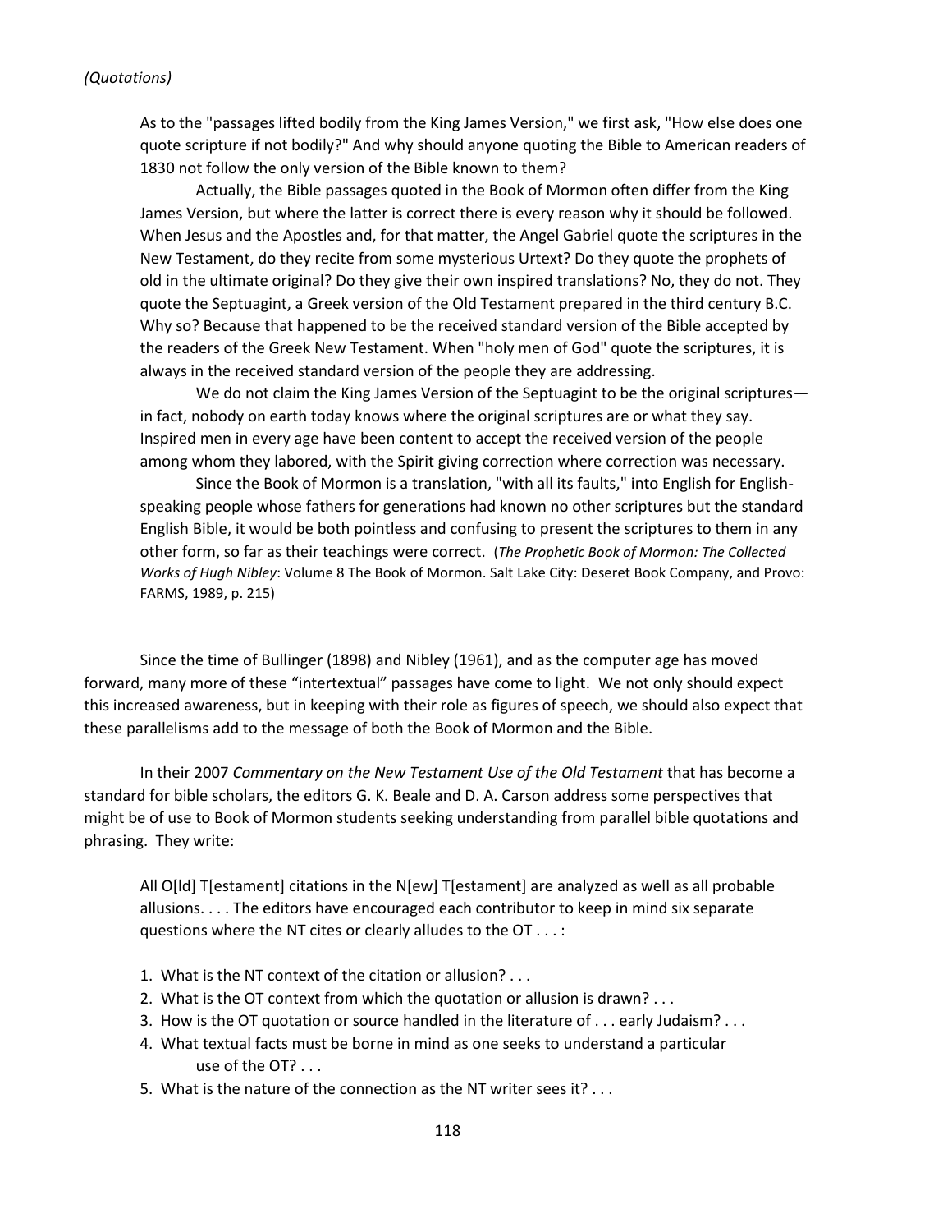*(Quotations)*

> As to the "passages lifted bodily from the King James Version," we first ask, "How else does one quote scripture if not bodily?" And why should anyone quoting the Bible to American readers of 1830 not follow the only version of the Bible known to them?
>
> Actually, the Bible passages quoted in the Book of Mormon often differ from the King James Version, but where the latter is correct there is every reason why it should be followed. When Jesus and the Apostles and, for that matter, the Angel Gabriel quote the scriptures in the New Testament, do they recite from some mysterious Urtext? Do they quote the prophets of old in the ultimate original? Do they give their own inspired translations? No, they do not. They quote the Septuagint, a Greek version of the Old Testament prepared in the third century B.C. Why so? Because that happened to be the received standard version of the Bible accepted by the readers of the Greek New Testament. When "holy men of God" quote the scriptures, it is always in the received standard version of the people they are addressing.
>
> We do not claim the King James Version of the Septuagint to be the original scriptures—in fact, nobody on earth today knows where the original scriptures are or what they say. Inspired men in every age have been content to accept the received version of the people among whom they labored, with the Spirit giving correction where correction was necessary.
>
> Since the Book of Mormon is a translation, "with all its faults," into English for English-speaking people whose fathers for generations had known no other scriptures but the standard English Bible, it would be both pointless and confusing to present the scriptures to them in any other form, so far as their teachings were correct. (*The Prophetic Book of Mormon: The Collected Works of Hugh Nibley*: Volume 8 The Book of Mormon. Salt Lake City: Deseret Book Company, and Provo: FARMS, 1989, p. 215)

Since the time of Bullinger (1898) and Nibley (1961), and as the computer age has moved forward, many more of these "intertextual" passages have come to light. We not only should expect this increased awareness, but in keeping with their role as figures of speech, we should also expect that these parallelisms add to the message of both the Book of Mormon and the Bible.

In their 2007 *Commentary on the New Testament Use of the Old Testament* that has become a standard for bible scholars, the editors G. K. Beale and D. A. Carson address some perspectives that might be of use to Book of Mormon students seeking understanding from parallel bible quotations and phrasing. They write:

> All O[ld] T[estament] citations in the N[ew] T[estament] are analyzed as well as all probable allusions. . . . The editors have encouraged each contributor to keep in mind six separate questions where the NT cites or clearly alludes to the OT . . . :
>
> 1. What is the NT context of the citation or allusion? . . .
> 2. What is the OT context from which the quotation or allusion is drawn? . . .
> 3. How is the OT quotation or source handled in the literature of . . . early Judaism? . . .
> 4. What textual facts must be borne in mind as one seeks to understand a particular use of the OT? . . .
> 5. What is the nature of the connection as the NT writer sees it? . . .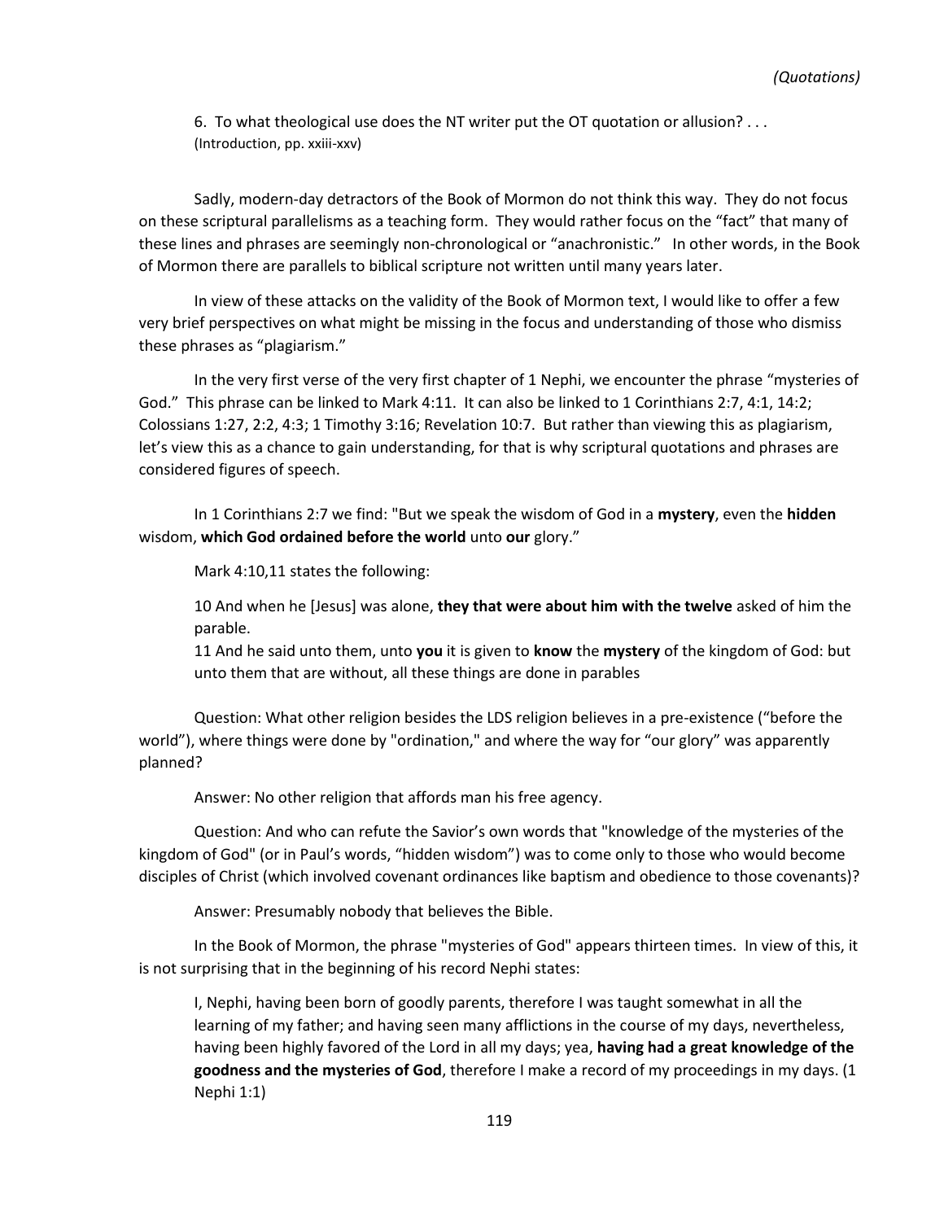6. To what theological use does the NT writer put the OT quotation or allusion? . . .
(Introduction, pp. xxiii-xxv)

Sadly, modern-day detractors of the Book of Mormon do not think this way. They do not focus on these scriptural parallelisms as a teaching form. They would rather focus on the "fact" that many of these lines and phrases are seemingly non-chronological or "anachronistic." In other words, in the Book of Mormon there are parallels to biblical scripture not written until many years later.

In view of these attacks on the validity of the Book of Mormon text, I would like to offer a few very brief perspectives on what might be missing in the focus and understanding of those who dismiss these phrases as "plagiarism."

In the very first verse of the very first chapter of 1 Nephi, we encounter the phrase "mysteries of God." This phrase can be linked to Mark 4:11. It can also be linked to 1 Corinthians 2:7, 4:1, 14:2; Colossians 1:27, 2:2, 4:3; 1 Timothy 3:16; Revelation 10:7. But rather than viewing this as plagiarism, let's view this as a chance to gain understanding, for that is why scriptural quotations and phrases are considered figures of speech.

In 1 Corinthians 2:7 we find: "But we speak the wisdom of God in a **mystery**, even the **hidden** wisdom, **which God ordained before the world** unto **our** glory."

Mark 4:10,11 states the following:

> 10 And when he [Jesus] was alone, **they that were about him with the twelve** asked of him the parable.
> 11 And he said unto them, unto **you** it is given to **know** the **mystery** of the kingdom of God: but unto them that are without, all these things are done in parables

Question: What other religion besides the LDS religion believes in a pre-existence ("before the world"), where things were done by "ordination," and where the way for "our glory" was apparently planned?

Answer: No other religion that affords man his free agency.

Question: And who can refute the Savior's own words that "knowledge of the mysteries of the kingdom of God" (or in Paul's words, "hidden wisdom") was to come only to those who would become disciples of Christ (which involved covenant ordinances like baptism and obedience to those covenants)?

Answer: Presumably nobody that believes the Bible.

In the Book of Mormon, the phrase "mysteries of God" appears thirteen times. In view of this, it is not surprising that in the beginning of his record Nephi states:

> I, Nephi, having been born of goodly parents, therefore I was taught somewhat in all the learning of my father; and having seen many afflictions in the course of my days, nevertheless, having been highly favored of the Lord in all my days; yea, **having had a great knowledge of the goodness and the mysteries of God**, therefore I make a record of my proceedings in my days. (1 Nephi 1:1)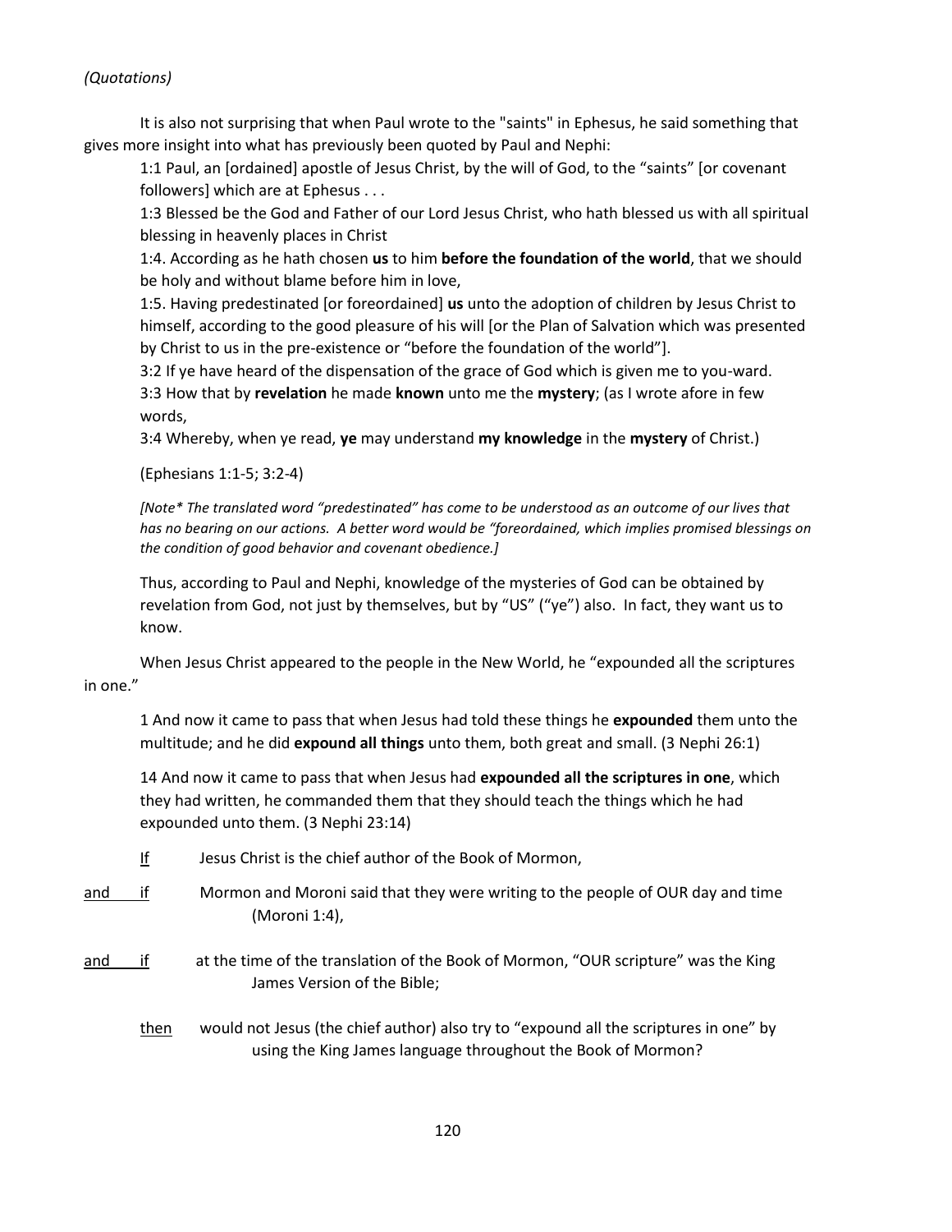*(Quotations)*

It is also not surprising that when Paul wrote to the "saints" in Ephesus, he said something that gives more insight into what has previously been quoted by Paul and Nephi:

> 1:1 Paul, an [ordained] apostle of Jesus Christ, by the will of God, to the "saints" [or covenant followers] which are at Ephesus . . .
>
> 1:3 Blessed be the God and Father of our Lord Jesus Christ, who hath blessed us with all spiritual blessing in heavenly places in Christ
>
> 1:4. According as he hath chosen **us** to him **before the foundation of the world**, that we should be holy and without blame before him in love,
>
> 1:5. Having predestinated [or foreordained] **us** unto the adoption of children by Jesus Christ to himself, according to the good pleasure of his will [or the Plan of Salvation which was presented by Christ to us in the pre-existence or "before the foundation of the world"].
>
> 3:2 If ye have heard of the dispensation of the grace of God which is given me to you-ward.
>
> 3:3 How that by **revelation** he made **known** unto me the **mystery**; (as I wrote afore in few words,
>
> 3:4 Whereby, when ye read, **ye** may understand **my knowledge** in the **mystery** of Christ.)
>
> (Ephesians 1:1-5; 3:2-4)
>
> *[Note* The translated word "predestinated" has come to be understood as an outcome of our lives that has no bearing on our actions. A better word would be "foreordained, which implies promised blessings on the condition of good behavior and covenant obedience.]*
>
> Thus, according to Paul and Nephi, knowledge of the mysteries of God can be obtained by revelation from God, not just by themselves, but by "US" ("ye") also. In fact, they want us to know.

When Jesus Christ appeared to the people in the New World, he "expounded all the scriptures in one."

> 1 And now it came to pass that when Jesus had told these things he **expounded** them unto the multitude; and he did **expound all things** unto them, both great and small. (3 Nephi 26:1)
>
> 14 And now it came to pass that when Jesus had **expounded all the scriptures in one**, which they had written, he commanded them that they should teach the things which he had expounded unto them. (3 Nephi 23:14)

<u>If</u> Jesus Christ is the chief author of the Book of Mormon,

<u>and if</u> Mormon and Moroni said that they were writing to the people of OUR day and time (Moroni 1:4),

<u>and if</u> at the time of the translation of the Book of Mormon, "OUR scripture" was the King James Version of the Bible;

<u>then</u> would not Jesus (the chief author) also try to "expound all the scriptures in one" by using the King James language throughout the Book of Mormon?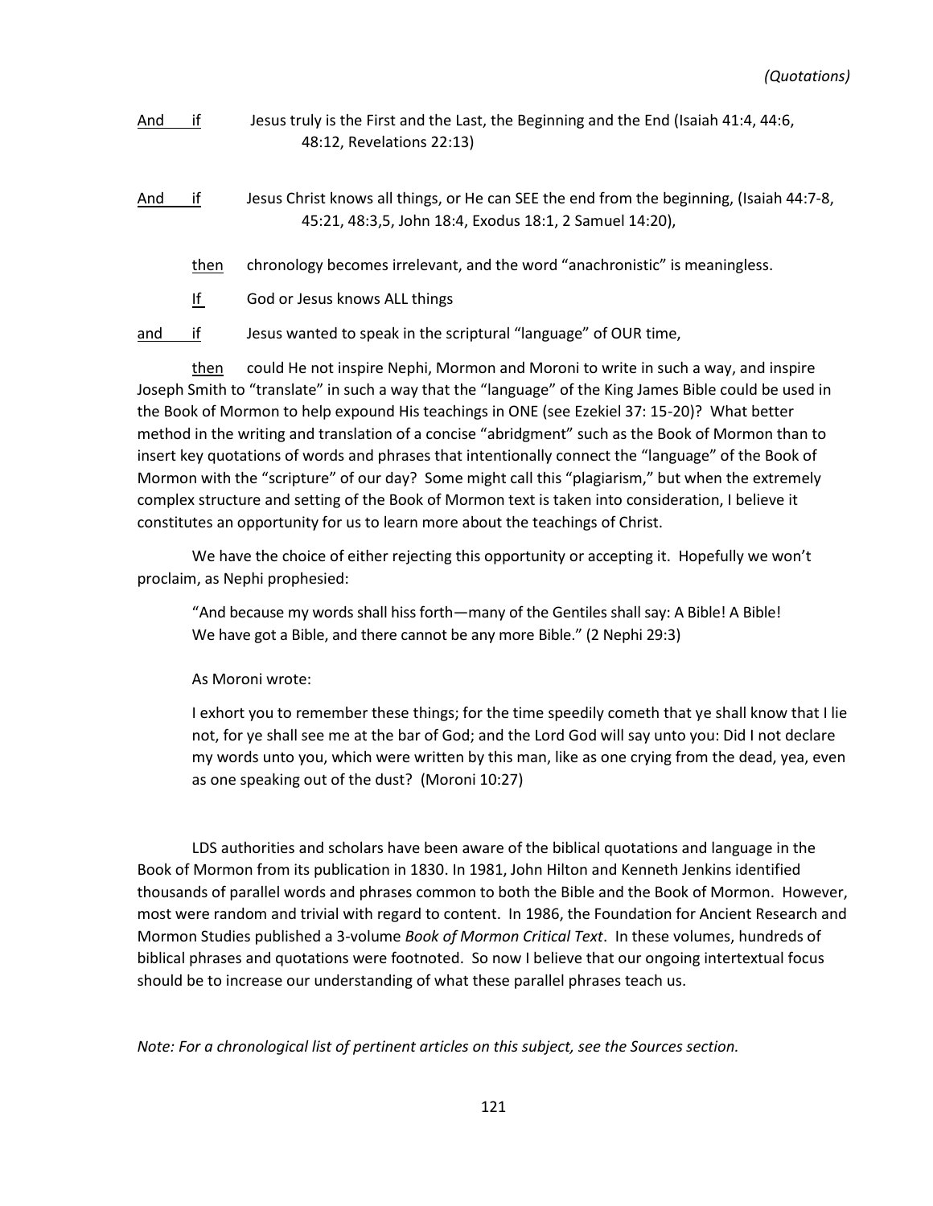*(Quotations)*

<u>And if</u> Jesus truly is the First and the Last, the Beginning and the End (Isaiah 41:4, 44:6, 48:12, Revelations 22:13)

<u>And if</u> Jesus Christ knows all things, or He can SEE the end from the beginning, (Isaiah 44:7-8, 45:21, 48:3,5, John 18:4, Exodus 18:1, 2 Samuel 14:20),

<u>then</u> chronology becomes irrelevant, and the word "anachronistic" is meaningless.

<u>If</u> God or Jesus knows ALL things

<u>and if</u> Jesus wanted to speak in the scriptural "language" of OUR time,

<u>then</u> could He not inspire Nephi, Mormon and Moroni to write in such a way, and inspire Joseph Smith to "translate" in such a way that the "language" of the King James Bible could be used in the Book of Mormon to help expound His teachings in ONE (see Ezekiel 37: 15-20)? What better method in the writing and translation of a concise "abridgment" such as the Book of Mormon than to insert key quotations of words and phrases that intentionally connect the "language" of the Book of Mormon with the "scripture" of our day? Some might call this "plagiarism," but when the extremely complex structure and setting of the Book of Mormon text is taken into consideration, I believe it constitutes an opportunity for us to learn more about the teachings of Christ.

We have the choice of either rejecting this opportunity or accepting it. Hopefully we won't proclaim, as Nephi prophesied:

> "And because my words shall hiss forth—many of the Gentiles shall say: A Bible! A Bible! We have got a Bible, and there cannot be any more Bible." (2 Nephi 29:3)

As Moroni wrote:

> I exhort you to remember these things; for the time speedily cometh that ye shall know that I lie not, for ye shall see me at the bar of God; and the Lord God will say unto you: Did I not declare my words unto you, which were written by this man, like as one crying from the dead, yea, even as one speaking out of the dust? (Moroni 10:27)

LDS authorities and scholars have been aware of the biblical quotations and language in the Book of Mormon from its publication in 1830. In 1981, John Hilton and Kenneth Jenkins identified thousands of parallel words and phrases common to both the Bible and the Book of Mormon. However, most were random and trivial with regard to content. In 1986, the Foundation for Ancient Research and Mormon Studies published a 3-volume *Book of Mormon Critical Text*. In these volumes, hundreds of biblical phrases and quotations were footnoted. So now I believe that our ongoing intertextual focus should be to increase our understanding of what these parallel phrases teach us.

*Note: For a chronological list of pertinent articles on this subject, see the Sources section.*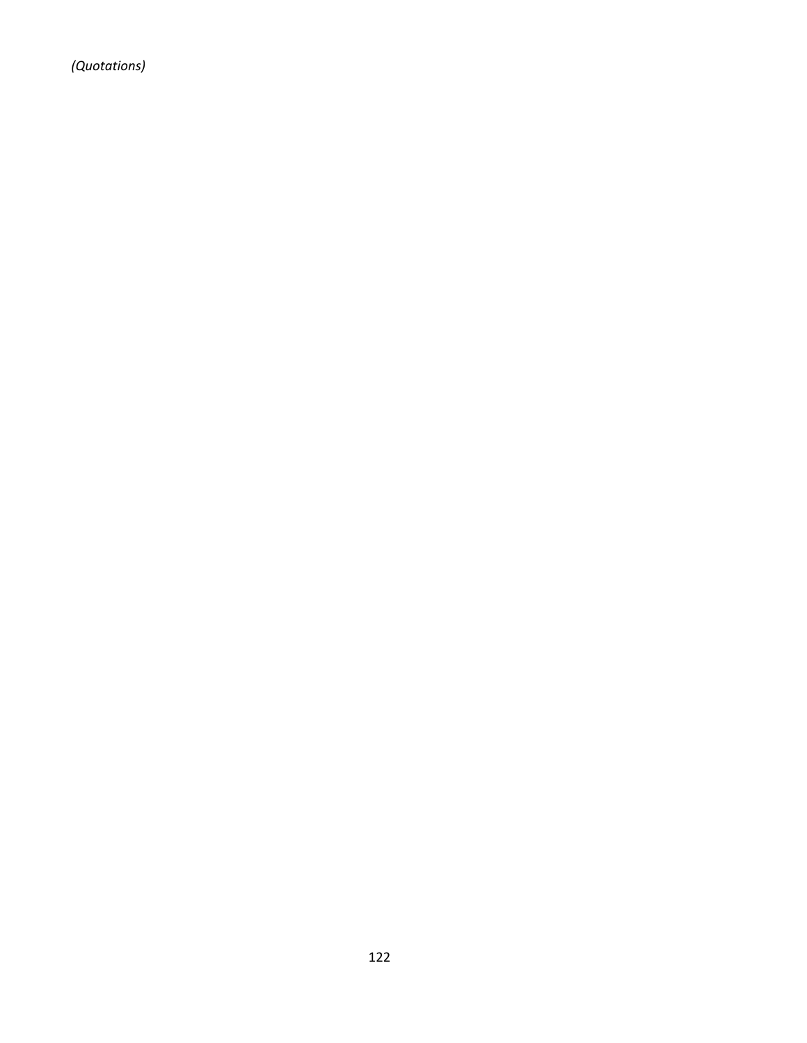*(Quotations)*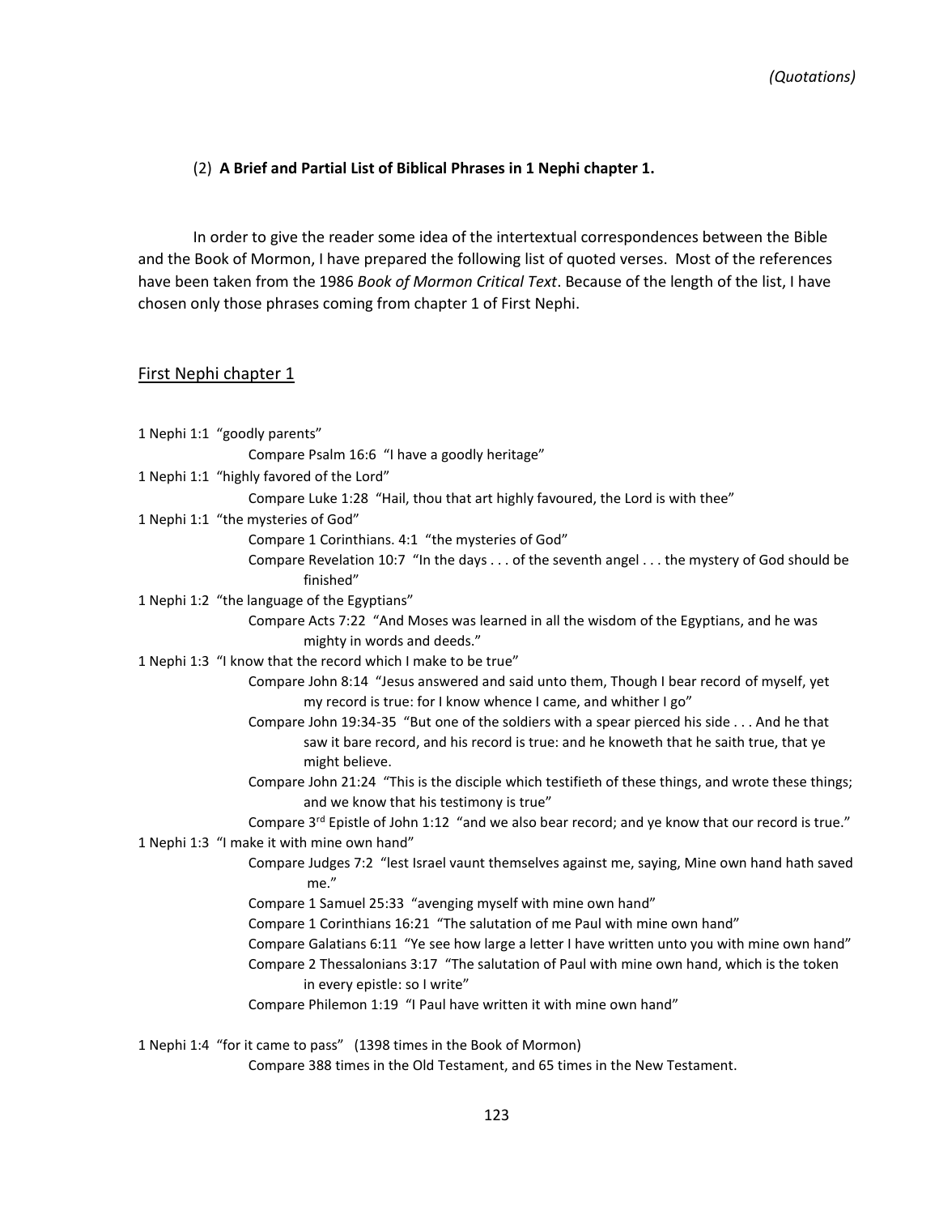(2) **A Brief and Partial List of Biblical Phrases in 1 Nephi chapter 1.**

In order to give the reader some idea of the intertextual correspondences between the Bible and the Book of Mormon, I have prepared the following list of quoted verses. Most of the references have been taken from the 1986 *Book of Mormon Critical Text*. Because of the length of the list, I have chosen only those phrases coming from chapter 1 of First Nephi.

## First Nephi chapter 1

1 Nephi 1:1 "goodly parents"

> Compare Psalm 16:6 "I have a goodly heritage"

1 Nephi 1:1 "highly favored of the Lord"

> Compare Luke 1:28 "Hail, thou that art highly favoured, the Lord is with thee"

1 Nephi 1:1 "the mysteries of God"

> Compare 1 Corinthians. 4:1 "the mysteries of God"
>
> Compare Revelation 10:7 "In the days . . . of the seventh angel . . . the mystery of God should be finished"

1 Nephi 1:2 "the language of the Egyptians"

> Compare Acts 7:22 "And Moses was learned in all the wisdom of the Egyptians, and he was mighty in words and deeds."

1 Nephi 1:3 "I know that the record which I make to be true"

> Compare John 8:14 "Jesus answered and said unto them, Though I bear record of myself, yet my record is true: for I know whence I came, and whither I go"
>
> Compare John 19:34-35 "But one of the soldiers with a spear pierced his side . . . And he that saw it bare record, and his record is true: and he knoweth that he saith true, that ye might believe.
>
> Compare John 21:24 "This is the disciple which testifieth of these things, and wrote these things; and we know that his testimony is true"
>
> Compare 3rd Epistle of John 1:12 "and we also bear record; and ye know that our record is true."

1 Nephi 1:3 "I make it with mine own hand"

> Compare Judges 7:2 "lest Israel vaunt themselves against me, saying, Mine own hand hath saved me."
>
> Compare 1 Samuel 25:33 "avenging myself with mine own hand"
>
> Compare 1 Corinthians 16:21 "The salutation of me Paul with mine own hand"
>
> Compare Galatians 6:11 "Ye see how large a letter I have written unto you with mine own hand"
>
> Compare 2 Thessalonians 3:17 "The salutation of Paul with mine own hand, which is the token in every epistle: so I write"
>
> Compare Philemon 1:19 "I Paul have written it with mine own hand"

1 Nephi 1:4 "for it came to pass" (1398 times in the Book of Mormon)

> Compare 388 times in the Old Testament, and 65 times in the New Testament.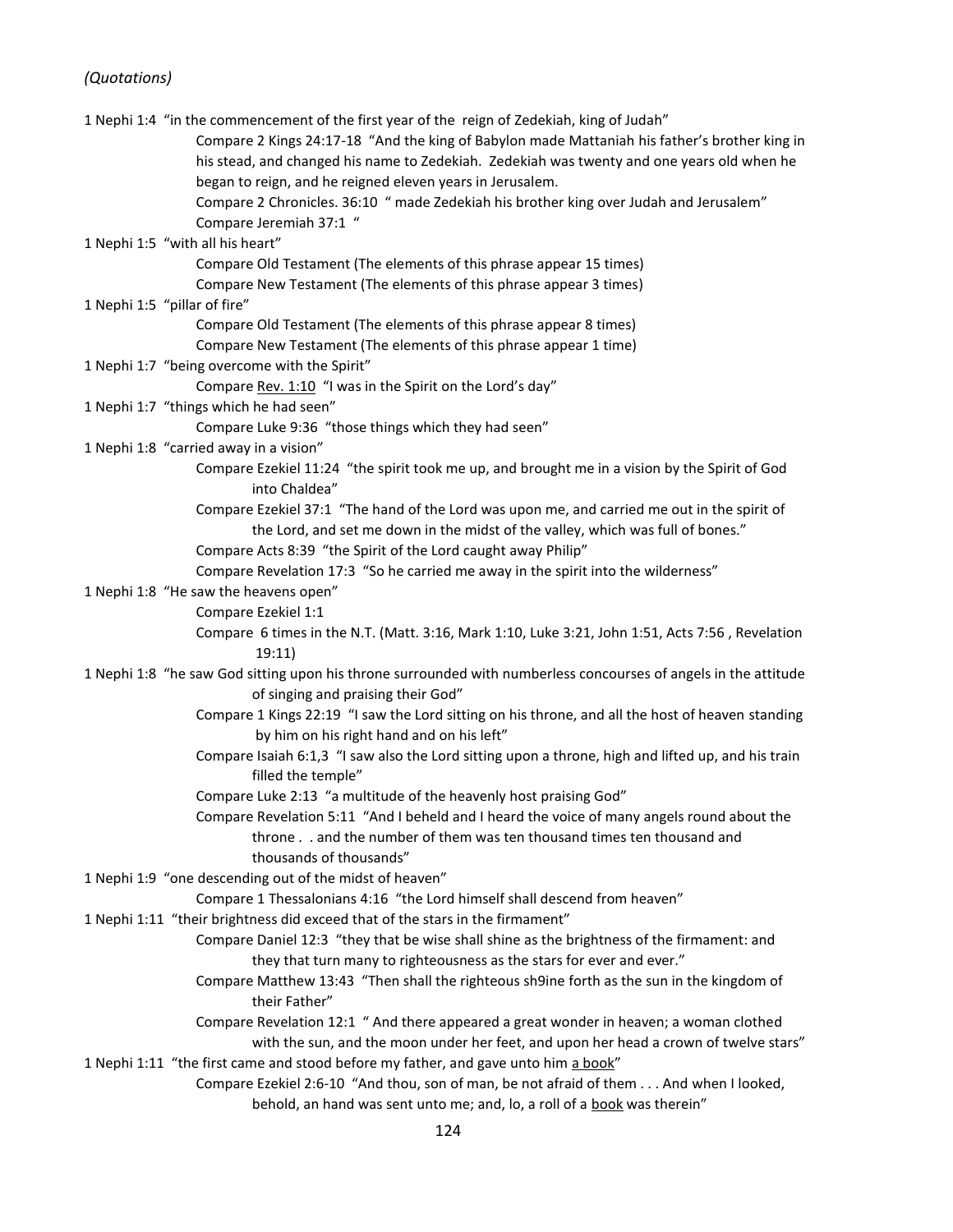*(Quotations)*

1 Nephi 1:4 "in the commencement of the first year of the reign of Zedekiah, king of Judah"

> Compare 2 Kings 24:17-18 "And the king of Babylon made Mattaniah his father's brother king in his stead, and changed his name to Zedekiah. Zedekiah was twenty and one years old when he began to reign, and he reigned eleven years in Jerusalem.
>
> Compare 2 Chronicles. 36:10 " made Zedekiah his brother king over Judah and Jerusalem"
>
> Compare Jeremiah 37:1 "

1 Nephi 1:5 "with all his heart"

> Compare Old Testament (The elements of this phrase appear 15 times)
>
> Compare New Testament (The elements of this phrase appear 3 times)

1 Nephi 1:5 "pillar of fire"

> Compare Old Testament (The elements of this phrase appear 8 times)
>
> Compare New Testament (The elements of this phrase appear 1 time)

1 Nephi 1:7 "being overcome with the Spirit"

> Compare <u>Rev. 1:10</u> "I was in the Spirit on the Lord's day"

1 Nephi 1:7 "things which he had seen"

> Compare Luke 9:36 "those things which they had seen"

1 Nephi 1:8 "carried away in a vision"

> Compare Ezekiel 11:24 "the spirit took me up, and brought me in a vision by the Spirit of God into Chaldea"
>
> Compare Ezekiel 37:1 "The hand of the Lord was upon me, and carried me out in the spirit of the Lord, and set me down in the midst of the valley, which was full of bones."
>
> Compare Acts 8:39 "the Spirit of the Lord caught away Philip"
>
> Compare Revelation 17:3 "So he carried me away in the spirit into the wilderness"

1 Nephi 1:8 "He saw the heavens open"

> Compare Ezekiel 1:1
>
> Compare 6 times in the N.T. (Matt. 3:16, Mark 1:10, Luke 3:21, John 1:51, Acts 7:56 , Revelation 19:11)

1 Nephi 1:8 "he saw God sitting upon his throne surrounded with numberless concourses of angels in the attitude of singing and praising their God"

> Compare 1 Kings 22:19 "I saw the Lord sitting on his throne, and all the host of heaven standing by him on his right hand and on his left"
>
> Compare Isaiah 6:1,3 "I saw also the Lord sitting upon a throne, high and lifted up, and his train filled the temple"
>
> Compare Luke 2:13 "a multitude of the heavenly host praising God"
>
> Compare Revelation 5:11 "And I beheld and I heard the voice of many angels round about the throne . . and the number of them was ten thousand times ten thousand and thousands of thousands"

1 Nephi 1:9 "one descending out of the midst of heaven"

> Compare 1 Thessalonians 4:16 "the Lord himself shall descend from heaven"

1 Nephi 1:11 "their brightness did exceed that of the stars in the firmament"

> Compare Daniel 12:3 "they that be wise shall shine as the brightness of the firmament: and they that turn many to righteousness as the stars for ever and ever."
>
> Compare Matthew 13:43 "Then shall the righteous sh9ine forth as the sun in the kingdom of their Father"
>
> Compare Revelation 12:1 " And there appeared a great wonder in heaven; a woman clothed with the sun, and the moon under her feet, and upon her head a crown of twelve stars"

1 Nephi 1:11 "the first came and stood before my father, and gave unto him <u>a book</u>"

> Compare Ezekiel 2:6-10 "And thou, son of man, be not afraid of them . . . And when I looked, behold, an hand was sent unto me; and, lo, a roll of a <u>book</u> was therein"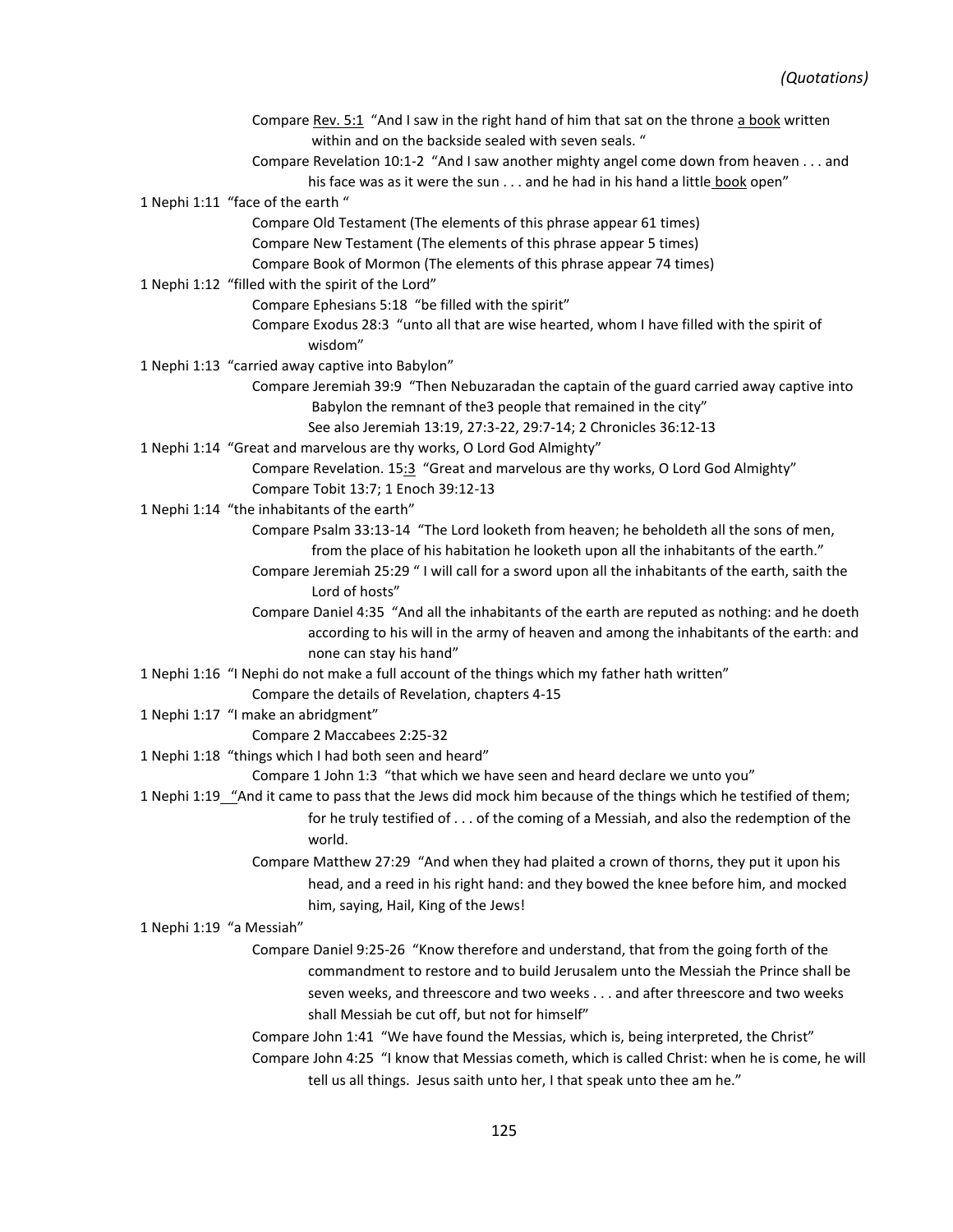Compare Rev. 5:1 "And I saw in the right hand of him that sat on the throne a book written within and on the backside sealed with seven seals. "

Compare Revelation 10:1-2 "And I saw another mighty angel come down from heaven . . . and his face was as it were the sun . . . and he had in his hand a little book open"

1 Nephi 1:11 "face of the earth "

Compare Old Testament (The elements of this phrase appear 61 times)

Compare New Testament (The elements of this phrase appear 5 times)

Compare Book of Mormon (The elements of this phrase appear 74 times)

1 Nephi 1:12 "filled with the spirit of the Lord"

Compare Ephesians 5:18 "be filled with the spirit"

Compare Exodus 28:3 "unto all that are wise hearted, whom I have filled with the spirit of wisdom"

1 Nephi 1:13 "carried away captive into Babylon"

Compare Jeremiah 39:9 "Then Nebuzaradan the captain of the guard carried away captive into Babylon the remnant of the3 people that remained in the city"

See also Jeremiah 13:19, 27:3-22, 29:7-14; 2 Chronicles 36:12-13

1 Nephi 1:14 "Great and marvelous are thy works, O Lord God Almighty"

Compare Revelation. 15:3 "Great and marvelous are thy works, O Lord God Almighty"

Compare Tobit 13:7; 1 Enoch 39:12-13

1 Nephi 1:14 "the inhabitants of the earth"

Compare Psalm 33:13-14 "The Lord looketh from heaven; he beholdeth all the sons of men, from the place of his habitation he looketh upon all the inhabitants of the earth."

Compare Jeremiah 25:29 " I will call for a sword upon all the inhabitants of the earth, saith the Lord of hosts"

Compare Daniel 4:35 "And all the inhabitants of the earth are reputed as nothing: and he doeth according to his will in the army of heaven and among the inhabitants of the earth: and none can stay his hand"

1 Nephi 1:16 "I Nephi do not make a full account of the things which my father hath written"

Compare the details of Revelation, chapters 4-15

1 Nephi 1:17 "I make an abridgment"

Compare 2 Maccabees 2:25-32

1 Nephi 1:18 "things which I had both seen and heard"

Compare 1 John 1:3 "that which we have seen and heard declare we unto you"

1 Nephi 1:19 "And it came to pass that the Jews did mock him because of the things which he testified of them; for he truly testified of . . . of the coming of a Messiah, and also the redemption of the world.

Compare Matthew 27:29 "And when they had plaited a crown of thorns, they put it upon his head, and a reed in his right hand: and they bowed the knee before him, and mocked him, saying, Hail, King of the Jews!

1 Nephi 1:19 "a Messiah"

Compare Daniel 9:25-26 "Know therefore and understand, that from the going forth of the commandment to restore and to build Jerusalem unto the Messiah the Prince shall be seven weeks, and threescore and two weeks . . . and after threescore and two weeks shall Messiah be cut off, but not for himself"

Compare John 1:41 "We have found the Messias, which is, being interpreted, the Christ"

Compare John 4:25 "I know that Messias cometh, which is called Christ: when he is come, he will tell us all things. Jesus saith unto her, I that speak unto thee am he."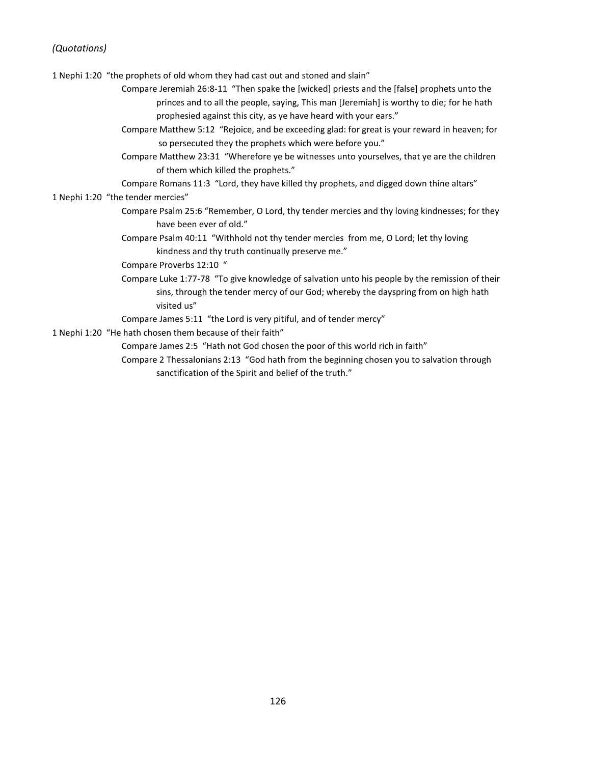*(Quotations)*

1 Nephi 1:20 "the prophets of old whom they had cast out and stoned and slain"

Compare Jeremiah 26:8-11 "Then spake the [wicked] priests and the [false] prophets unto the princes and to all the people, saying, This man [Jeremiah] is worthy to die; for he hath prophesied against this city, as ye have heard with your ears."

Compare Matthew 5:12 "Rejoice, and be exceeding glad: for great is your reward in heaven; for so persecuted they the prophets which were before you."

Compare Matthew 23:31 "Wherefore ye be witnesses unto yourselves, that ye are the children of them which killed the prophets."

Compare Romans 11:3 "Lord, they have killed thy prophets, and digged down thine altars"

1 Nephi 1:20 "the tender mercies"

Compare Psalm 25:6 "Remember, O Lord, thy tender mercies and thy loving kindnesses; for they have been ever of old."

Compare Psalm 40:11 "Withhold not thy tender mercies from me, O Lord; let thy loving kindness and thy truth continually preserve me."

Compare Proverbs 12:10 "

Compare Luke 1:77-78 "To give knowledge of salvation unto his people by the remission of their sins, through the tender mercy of our God; whereby the dayspring from on high hath visited us"

Compare James 5:11 "the Lord is very pitiful, and of tender mercy"

1 Nephi 1:20 "He hath chosen them because of their faith"

Compare James 2:5 "Hath not God chosen the poor of this world rich in faith"

Compare 2 Thessalonians 2:13 "God hath from the beginning chosen you to salvation through sanctification of the Spirit and belief of the truth."